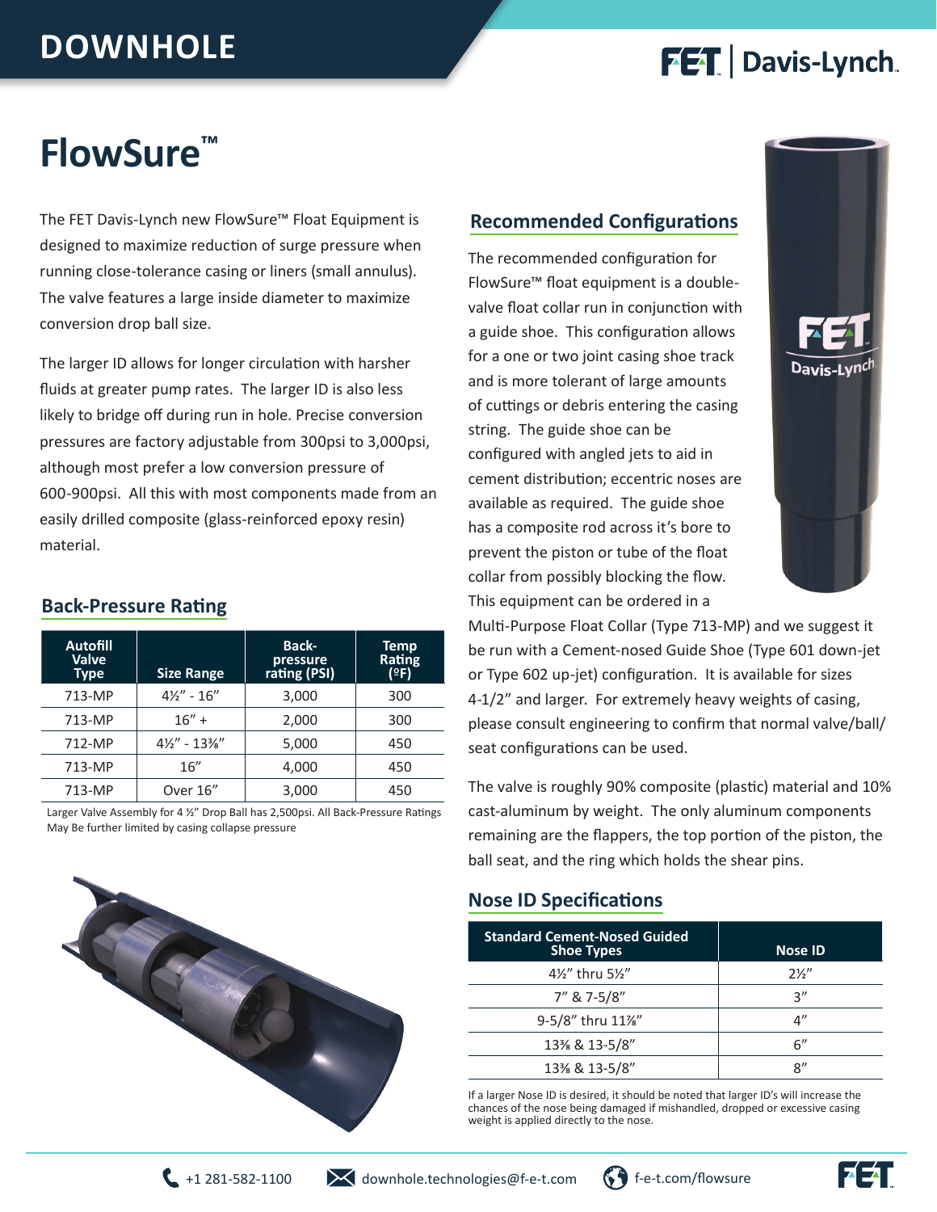# DOWNHOLE

# FlowSure™

The FET Davis-Lynch new FlowSure™ Float Equipment is designed to maximize reduction of surge pressure when running close-tolerance casing or liners (small annulus). The valve features a large inside diameter to maximize conversion drop ball size.

The larger ID allows for longer circulation with harsher fluids at greater pump rates. The larger ID is also less likely to bridge off during run in hole. Precise conversion pressures are factory adjustable from 300psi to 3,000psi, although most prefer a low conversion pressure of 600-900psi. All this with most components made from an easily drilled composite (glass-reinforced epoxy resin) material.

## Back-Pressure Rating

| Autofill Valve Type | Size Range | Back-pressure rating (PSI) | Temp Rating (ºF) |
|---|---|---|---|
| 713-MP | 4½" - 16" | 3,000 | 300 |
| 713-MP | 16" + | 2,000 | 300 |
| 712-MP | 4½" - 13⅜" | 5,000 | 450 |
| 713-MP | 16" | 4,000 | 450 |
| 713-MP | Over 16" | 3,000 | 450 |

Larger Valve Assembly for 4 ½" Drop Ball has 2,500psi. All Back-Pressure Ratings May Be further limited by casing collapse pressure

## Recommended Configurations

The recommended configuration for FlowSure™ float equipment is a double-valve float collar run in conjunction with a guide shoe. This configuration allows for a one or two joint casing shoe track and is more tolerant of large amounts of cuttings or debris entering the casing string. The guide shoe can be configured with angled jets to aid in cement distribution; eccentric noses are available as required. The guide shoe has a composite rod across it's bore to prevent the piston or tube of the float collar from possibly blocking the flow. This equipment can be ordered in a Multi-Purpose Float Collar (Type 713-MP) and we suggest it be run with a Cement-nosed Guide Shoe (Type 601 down-jet or Type 602 up-jet) configuration. It is available for sizes 4-1/2" and larger. For extremely heavy weights of casing, please consult engineering to confirm that normal valve/ball/seat configurations can be used.

The valve is roughly 90% composite (plastic) material and 10% cast-aluminum by weight. The only aluminum components remaining are the flappers, the top portion of the piston, the ball seat, and the ring which holds the shear pins.

## Nose ID Specifications

| Standard Cement-Nosed Guided Shoe Types | Nose ID |
|---|---|
| 4½" thru 5½" | 2½" |
| 7" & 7-5/8" | 3" |
| 9-5/8" thru 11⅞" | 4" |
| 13⅜ & 13-5/8" | 6" |
| 13⅜ & 13-5/8" | 8" |

If a larger Nose ID is desired, it should be noted that larger ID's will increase the chances of the nose being damaged if mishandled, dropped or excessive casing weight is applied directly to the nose.

+1 281-582-1100 | downhole.technologies@f-e-t.com | f-e-t.com/flowsure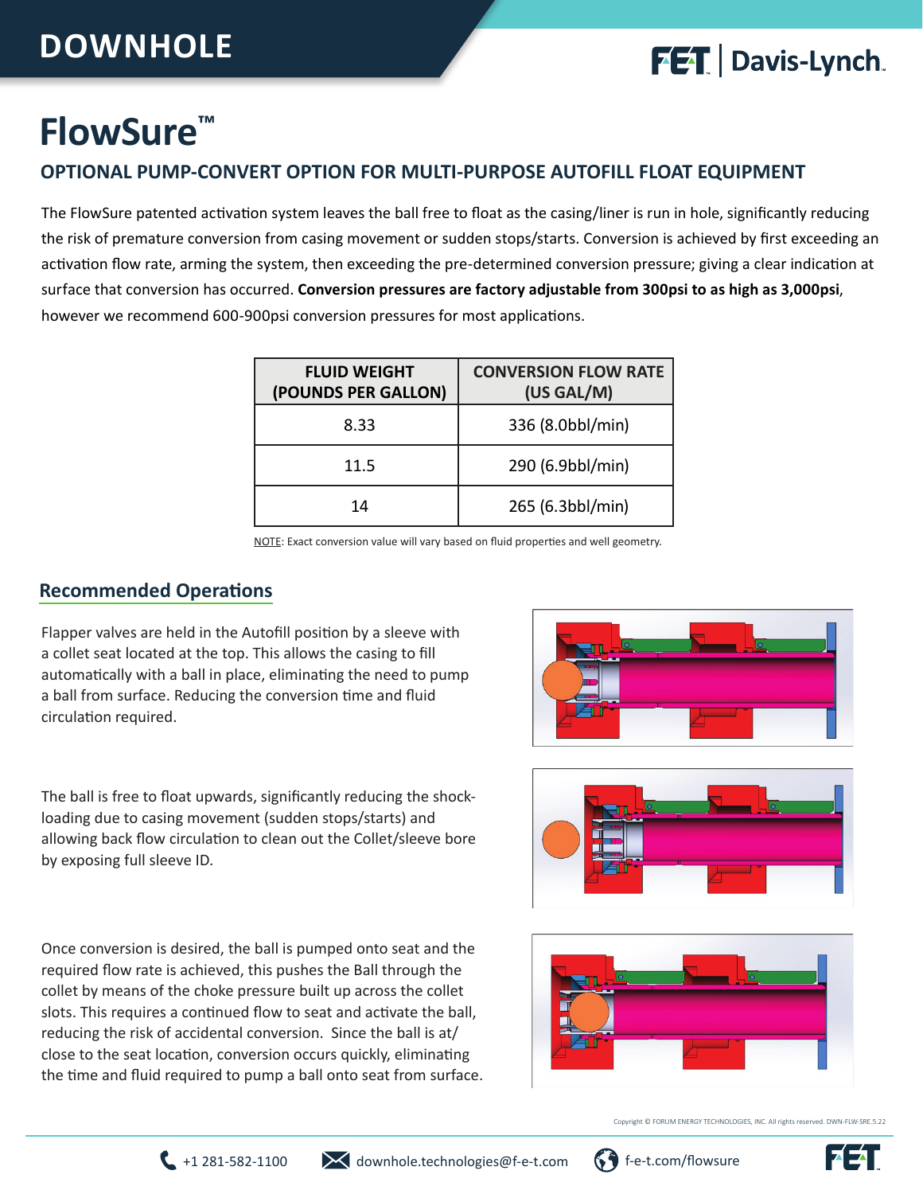# FlowSure™

## OPTIONAL PUMP-CONVERT OPTION FOR MULTI-PURPOSE AUTOFILL FLOAT EQUIPMENT

The FlowSure patented activation system leaves the ball free to float as the casing/liner is run in hole, significantly reducing the risk of premature conversion from casing movement or sudden stops/starts. Conversion is achieved by first exceeding an activation flow rate, arming the system, then exceeding the pre-determined conversion pressure; giving a clear indication at surface that conversion has occurred. **Conversion pressures are factory adjustable from 300psi to as high as 3,000psi**, however we recommend 600-900psi conversion pressures for most applications.

| FLUID WEIGHT (POUNDS PER GALLON) | CONVERSION FLOW RATE (US GAL/M) |
|---|---|
| 8.33 | 336 (8.0bbl/min) |
| 11.5 | 290 (6.9bbl/min) |
| 14 | 265 (6.3bbl/min) |

NOTE: Exact conversion value will vary based on fluid properties and well geometry.

### Recommended Operations

Flapper valves are held in the Autofill position by a sleeve with a collet seat located at the top. This allows the casing to fill automatically with a ball in place, eliminating the need to pump a ball from surface. Reducing the conversion time and fluid circulation required.

The ball is free to float upwards, significantly reducing the shock-loading due to casing movement (sudden stops/starts) and allowing back flow circulation to clean out the Collet/sleeve bore by exposing full sleeve ID.

Once conversion is desired, the ball is pumped onto seat and the required flow rate is achieved, this pushes the Ball through the collet by means of the choke pressure built up across the collet slots. This requires a continued flow to seat and activate the ball, reducing the risk of accidental conversion. Since the ball is at/close to the seat location, conversion occurs quickly, eliminating the time and fluid required to pump a ball onto seat from surface.

Copyright © FORUM ENERGY TECHNOLOGIES, INC. All rights reserved. DWN-FLW-SRE.5.22

+1 281-582-1100 downhole.technologies@f-e-t.com f-e-t.com/flowsure